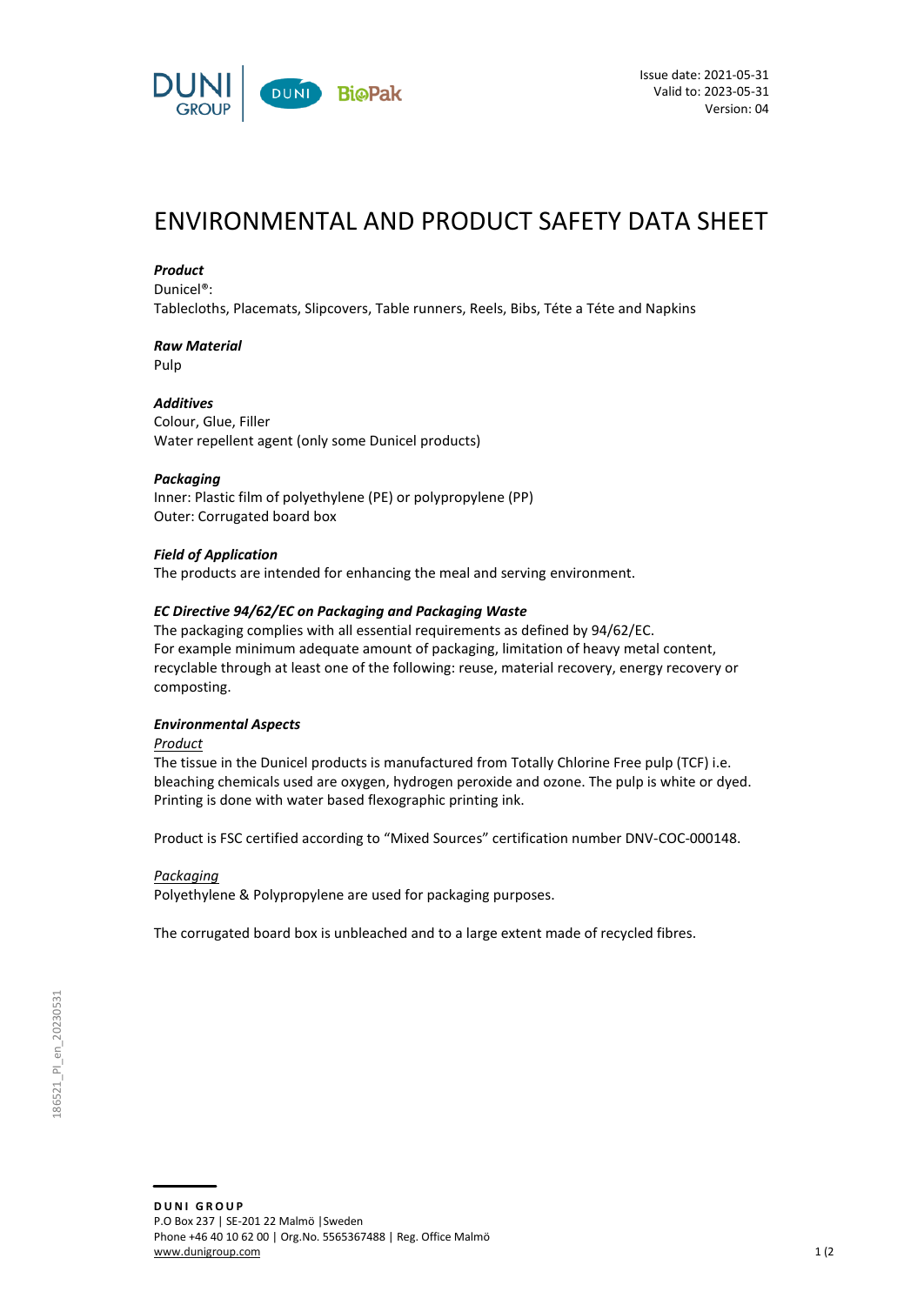Issue date: 2021-05-31
Valid to: 2023-05-31
Version: 04

# ENVIRONMENTAL AND PRODUCT SAFETY DATA SHEET

***Product***
Dunicel®:
Tablecloths, Placemats, Slipcovers, Table runners, Reels, Bibs, Téte a Téte and Napkins

***Raw Material***
Pulp

***Additives***
Colour, Glue, Filler
Water repellent agent (only some Dunicel products)

***Packaging***
Inner: Plastic film of polyethylene (PE) or polypropylene (PP)
Outer: Corrugated board box

***Field of Application***
The products are intended for enhancing the meal and serving environment.

***EC Directive 94/62/EC on Packaging and Packaging Waste***
The packaging complies with all essential requirements as defined by 94/62/EC.
For example minimum adequate amount of packaging, limitation of heavy metal content, recyclable through at least one of the following: reuse, material recovery, energy recovery or composting.

***Environmental Aspects***

<u>Product</u>
The tissue in the Dunicel products is manufactured from Totally Chlorine Free pulp (TCF) i.e. bleaching chemicals used are oxygen, hydrogen peroxide and ozone. The pulp is white or dyed. Printing is done with water based flexographic printing ink.

Product is FSC certified according to "Mixed Sources" certification number DNV-COC-000148.

<u>Packaging</u>
Polyethylene & Polypropylene are used for packaging purposes.

The corrugated board box is unbleached and to a large extent made of recycled fibres.

186521_PI_en_20230531

**DUNI GROUP**
P.O Box 237 | SE-201 22 Malmö | Sweden
Phone +46 40 10 62 00 | Org.No. 5565367488 | Reg. Office Malmö
www.dunigroup.com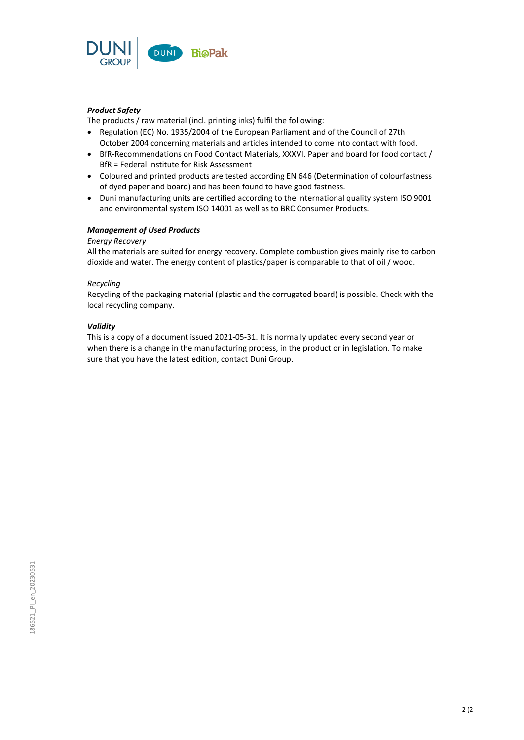***Product Safety***

The products / raw material (incl. printing inks) fulfil the following:

- Regulation (EC) No. 1935/2004 of the European Parliament and of the Council of 27th October 2004 concerning materials and articles intended to come into contact with food.
- BfR-Recommendations on Food Contact Materials, XXXVI. Paper and board for food contact / BfR = Federal Institute for Risk Assessment
- Coloured and printed products are tested according EN 646 (Determination of colourfastness of dyed paper and board) and has been found to have good fastness.
- Duni manufacturing units are certified according to the international quality system ISO 9001 and environmental system ISO 14001 as well as to BRC Consumer Products.

***Management of Used Products***

*Energy Recovery*

All the materials are suited for energy recovery. Complete combustion gives mainly rise to carbon dioxide and water. The energy content of plastics/paper is comparable to that of oil / wood.

*Recycling*

Recycling of the packaging material (plastic and the corrugated board) is possible. Check with the local recycling company.

***Validity***

This is a copy of a document issued 2021-05-31. It is normally updated every second year or when there is a change in the manufacturing process, in the product or in legislation. To make sure that you have the latest edition, contact Duni Group.

186521_PI_en_20230531